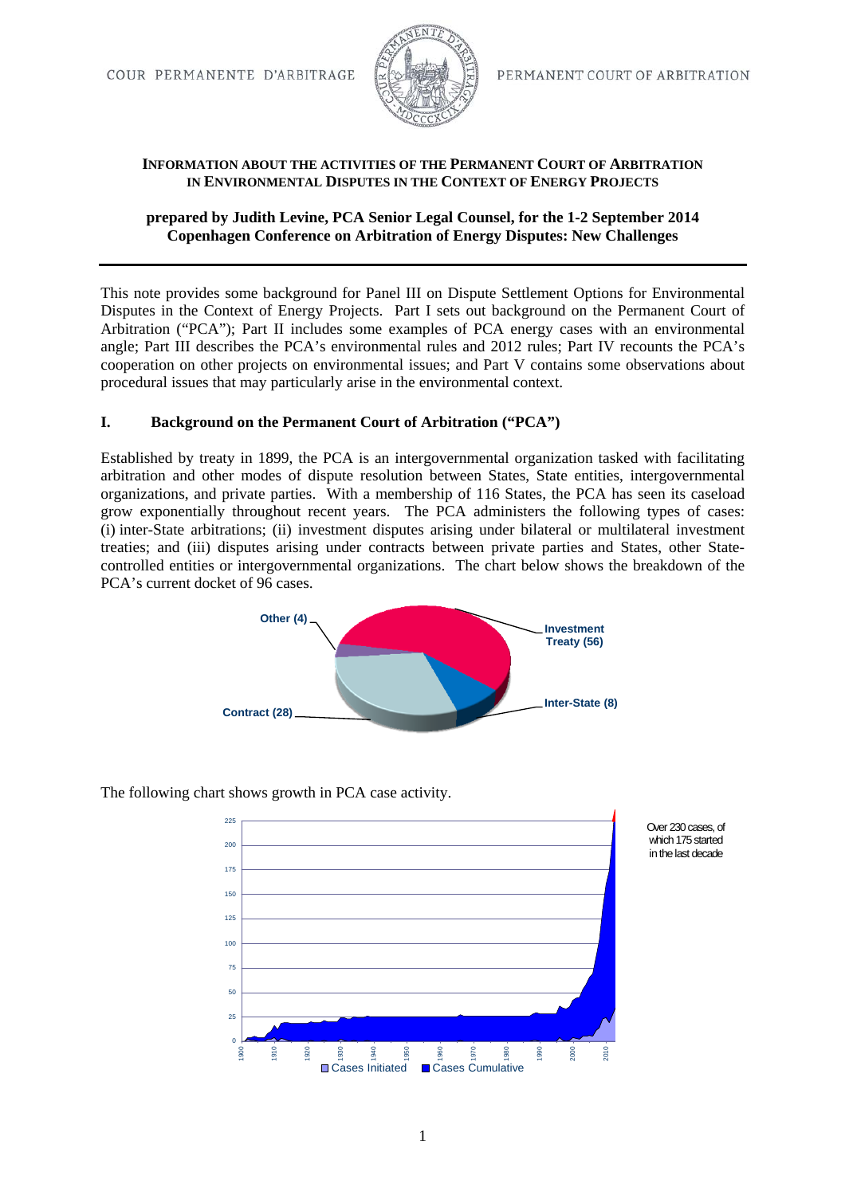COUR PERMANENTE D'ARBITRAGE — PERMANENT COURT OF ARBITRATION

**INFORMATION ABOUT THE ACTIVITIES OF THE PERMANENT COURT OF ARBITRATION IN ENVIRONMENTAL DISPUTES IN THE CONTEXT OF ENERGY PROJECTS**

**prepared by Judith Levine, PCA Senior Legal Counsel, for the 1-2 September 2014 Copenhagen Conference on Arbitration of Energy Disputes: New Challenges**

---

This note provides some background for Panel III on Dispute Settlement Options for Environmental Disputes in the Context of Energy Projects. Part I sets out background on the Permanent Court of Arbitration ("PCA"); Part II includes some examples of PCA energy cases with an environmental angle; Part III describes the PCA's environmental rules and 2012 rules; Part IV recounts the PCA's cooperation on other projects on environmental issues; and Part V contains some observations about procedural issues that may particularly arise in the environmental context.

## I. Background on the Permanent Court of Arbitration ("PCA")

Established by treaty in 1899, the PCA is an intergovernmental organization tasked with facilitating arbitration and other modes of dispute resolution between States, State entities, intergovernmental organizations, and private parties. With a membership of 116 States, the PCA has seen its caseload grow exponentially throughout recent years. The PCA administers the following types of cases: (i) inter-State arbitrations; (ii) investment disputes arising under bilateral or multilateral investment treaties; and (iii) disputes arising under contracts between private parties and States, other State-controlled entities or intergovernmental organizations. The chart below shows the breakdown of the PCA's current docket of 96 cases.

Investment Treaty (56); Contract (28); Inter-State (8); Other (4)

The following chart shows growth in PCA case activity.

Over 230 cases, of which 175 started in the last decade

Legend: Cases Initiated; Cases Cumulative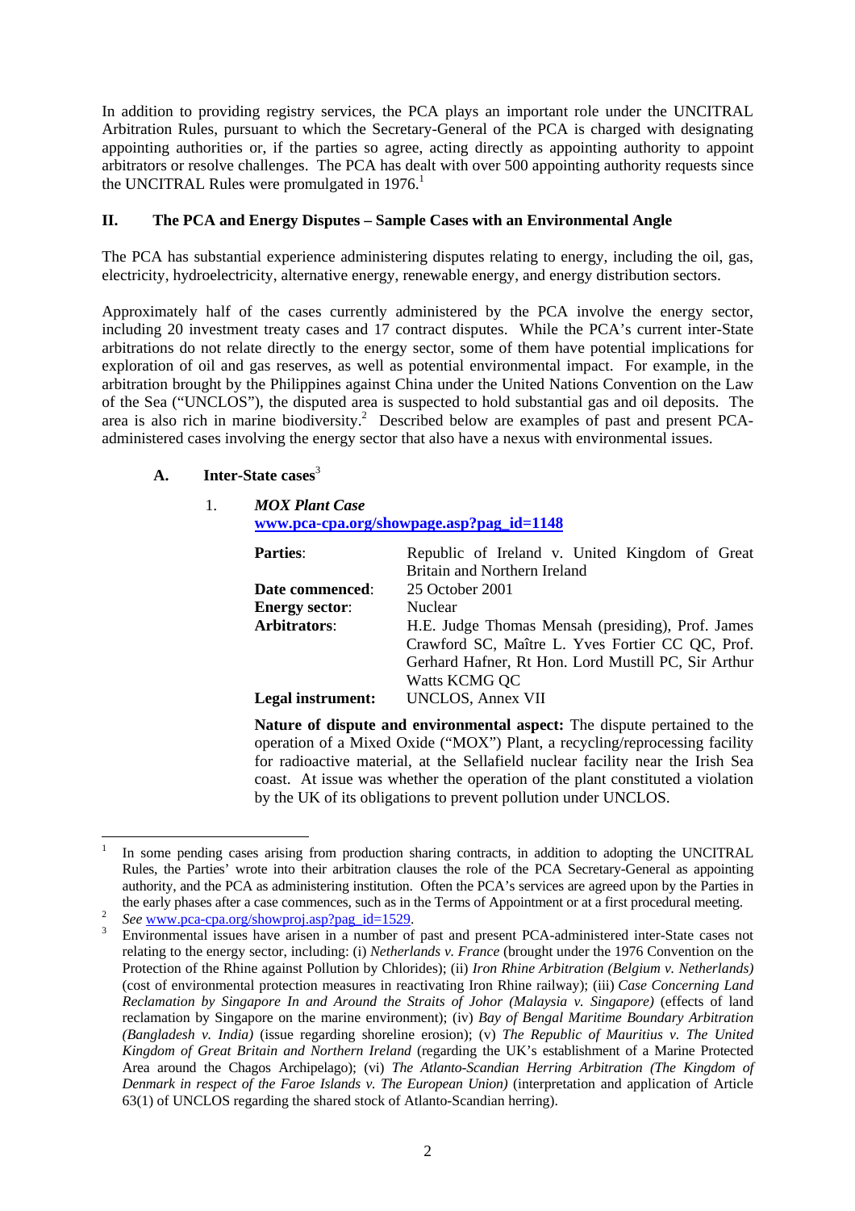In addition to providing registry services, the PCA plays an important role under the UNCITRAL Arbitration Rules, pursuant to which the Secretary-General of the PCA is charged with designating appointing authorities or, if the parties so agree, acting directly as appointing authority to appoint arbitrators or resolve challenges. The PCA has dealt with over 500 appointing authority requests since the UNCITRAL Rules were promulgated in 1976.[1]

## II. The PCA and Energy Disputes – Sample Cases with an Environmental Angle

The PCA has substantial experience administering disputes relating to energy, including the oil, gas, electricity, hydroelectricity, alternative energy, renewable energy, and energy distribution sectors.

Approximately half of the cases currently administered by the PCA involve the energy sector, including 20 investment treaty cases and 17 contract disputes. While the PCA's current inter-State arbitrations do not relate directly to the energy sector, some of them have potential implications for exploration of oil and gas reserves, as well as potential environmental impact. For example, in the arbitration brought by the Philippines against China under the United Nations Convention on the Law of the Sea ("UNCLOS"), the disputed area is suspected to hold substantial gas and oil deposits. The area is also rich in marine biodiversity.[2] Described below are examples of past and present PCA-administered cases involving the energy sector that also have a nexus with environmental issues.

### A. Inter-State cases[3]

#### 1. *MOX Plant Case*

www.pca-cpa.org/showpage.asp?pag_id=1148

| | |
|---|---|
| **Parties**: | Republic of Ireland v. United Kingdom of Great Britain and Northern Ireland |
| **Date commenced**: | 25 October 2001 |
| **Energy sector**: | Nuclear |
| **Arbitrators**: | H.E. Judge Thomas Mensah (presiding), Prof. James Crawford SC, Maître L. Yves Fortier CC QC, Prof. Gerhard Hafner, Rt Hon. Lord Mustill PC, Sir Arthur Watts KCMG QC |
| **Legal instrument:** | UNCLOS, Annex VII |

**Nature of dispute and environmental aspect:** The dispute pertained to the operation of a Mixed Oxide ("MOX") Plant, a recycling/reprocessing facility for radioactive material, at the Sellafield nuclear facility near the Irish Sea coast. At issue was whether the operation of the plant constituted a violation by the UK of its obligations to prevent pollution under UNCLOS.

---

[1] In some pending cases arising from production sharing contracts, in addition to adopting the UNCITRAL Rules, the Parties' wrote into their arbitration clauses the role of the PCA Secretary-General as appointing authority, and the PCA as administering institution. Often the PCA's services are agreed upon by the Parties in the early phases after a case commences, such as in the Terms of Appointment or at a first procedural meeting.

[2] *See* www.pca-cpa.org/showproj.asp?pag_id=1529.

[3] Environmental issues have arisen in a number of past and present PCA-administered inter-State cases not relating to the energy sector, including: (i) *Netherlands v. France* (brought under the 1976 Convention on the Protection of the Rhine against Pollution by Chlorides); (ii) *Iron Rhine Arbitration (Belgium v. Netherlands)* (cost of environmental protection measures in reactivating Iron Rhine railway); (iii) *Case Concerning Land Reclamation by Singapore In and Around the Straits of Johor (Malaysia v. Singapore)* (effects of land reclamation by Singapore on the marine environment); (iv) *Bay of Bengal Maritime Boundary Arbitration (Bangladesh v. India)* (issue regarding shoreline erosion); (v) *The Republic of Mauritius v. The United Kingdom of Great Britain and Northern Ireland* (regarding the UK's establishment of a Marine Protected Area around the Chagos Archipelago); (vi) *The Atlanto-Scandian Herring Arbitration (The Kingdom of Denmark in respect of the Faroe Islands v. The European Union)* (interpretation and application of Article 63(1) of UNCLOS regarding the shared stock of Atlanto-Scandian herring).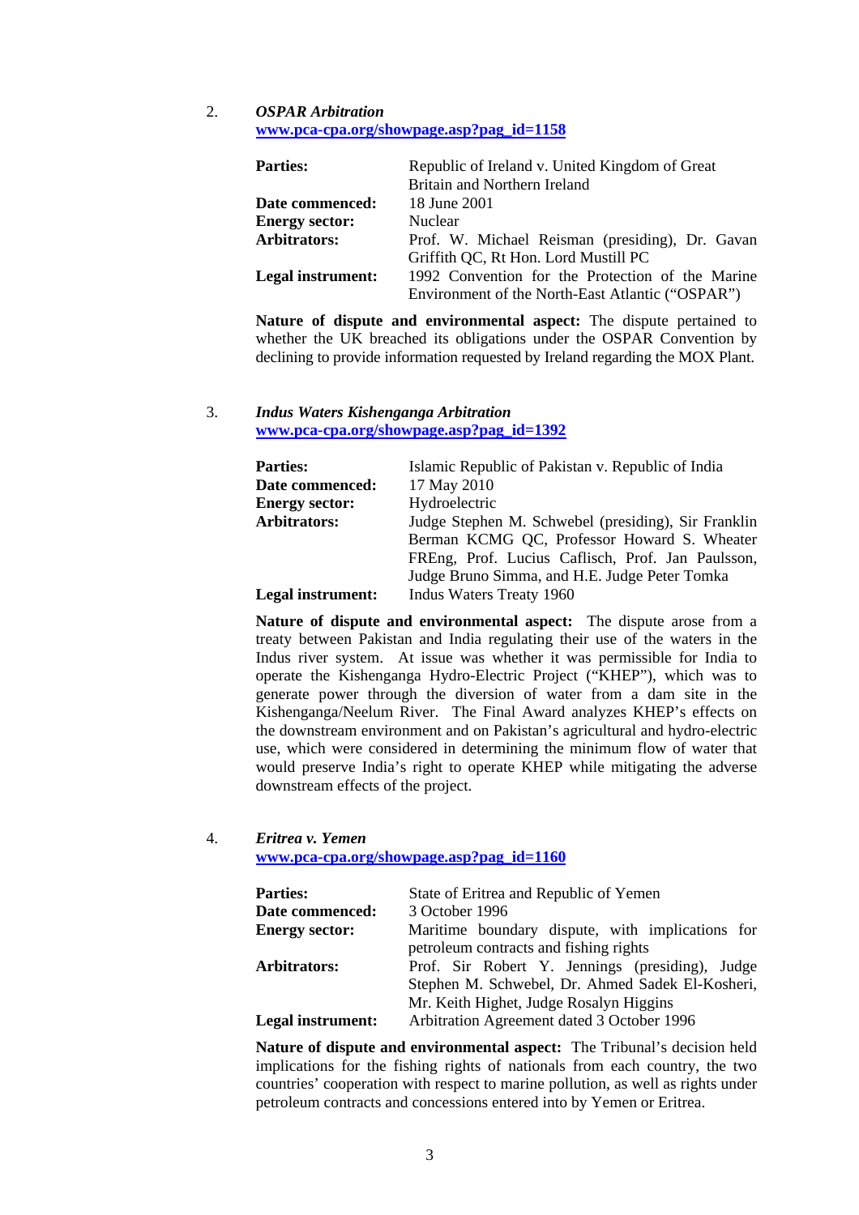2. ***OSPAR Arbitration***
[www.pca-cpa.org/showpage.asp?pag_id=1158](www.pca-cpa.org/showpage.asp?pag_id=1158)

| | |
|---|---|
| **Parties:** | Republic of Ireland v. United Kingdom of Great Britain and Northern Ireland |
| **Date commenced:** | 18 June 2001 |
| **Energy sector:** | Nuclear |
| **Arbitrators:** | Prof. W. Michael Reisman (presiding), Dr. Gavan Griffith QC, Rt Hon. Lord Mustill PC |
| **Legal instrument:** | 1992 Convention for the Protection of the Marine Environment of the North-East Atlantic ("OSPAR") |

**Nature of dispute and environmental aspect:** The dispute pertained to whether the UK breached its obligations under the OSPAR Convention by declining to provide information requested by Ireland regarding the MOX Plant.

3. ***Indus Waters Kishenganga Arbitration***
[www.pca-cpa.org/showpage.asp?pag_id=1392](www.pca-cpa.org/showpage.asp?pag_id=1392)

| | |
|---|---|
| **Parties:** | Islamic Republic of Pakistan v. Republic of India |
| **Date commenced:** | 17 May 2010 |
| **Energy sector:** | Hydroelectric |
| **Arbitrators:** | Judge Stephen M. Schwebel (presiding), Sir Franklin Berman KCMG QC, Professor Howard S. Wheater FREng, Prof. Lucius Caflisch, Prof. Jan Paulsson, Judge Bruno Simma, and H.E. Judge Peter Tomka |
| **Legal instrument:** | Indus Waters Treaty 1960 |

**Nature of dispute and environmental aspect:** The dispute arose from a treaty between Pakistan and India regulating their use of the waters in the Indus river system. At issue was whether it was permissible for India to operate the Kishenganga Hydro-Electric Project ("KHEP"), which was to generate power through the diversion of water from a dam site in the Kishenganga/Neelum River. The Final Award analyzes KHEP's effects on the downstream environment and on Pakistan's agricultural and hydro-electric use, which were considered in determining the minimum flow of water that would preserve India's right to operate KHEP while mitigating the adverse downstream effects of the project.

4. ***Eritrea v. Yemen***
[www.pca-cpa.org/showpage.asp?pag_id=1160](www.pca-cpa.org/showpage.asp?pag_id=1160)

| | |
|---|---|
| **Parties:** | State of Eritrea and Republic of Yemen |
| **Date commenced:** | 3 October 1996 |
| **Energy sector:** | Maritime boundary dispute, with implications for petroleum contracts and fishing rights |
| **Arbitrators:** | Prof. Sir Robert Y. Jennings (presiding), Judge Stephen M. Schwebel, Dr. Ahmed Sadek El-Kosheri, Mr. Keith Highet, Judge Rosalyn Higgins |
| **Legal instrument:** | Arbitration Agreement dated 3 October 1996 |

**Nature of dispute and environmental aspect:** The Tribunal's decision held implications for the fishing rights of nationals from each country, the two countries' cooperation with respect to marine pollution, as well as rights under petroleum contracts and concessions entered into by Yemen or Eritrea.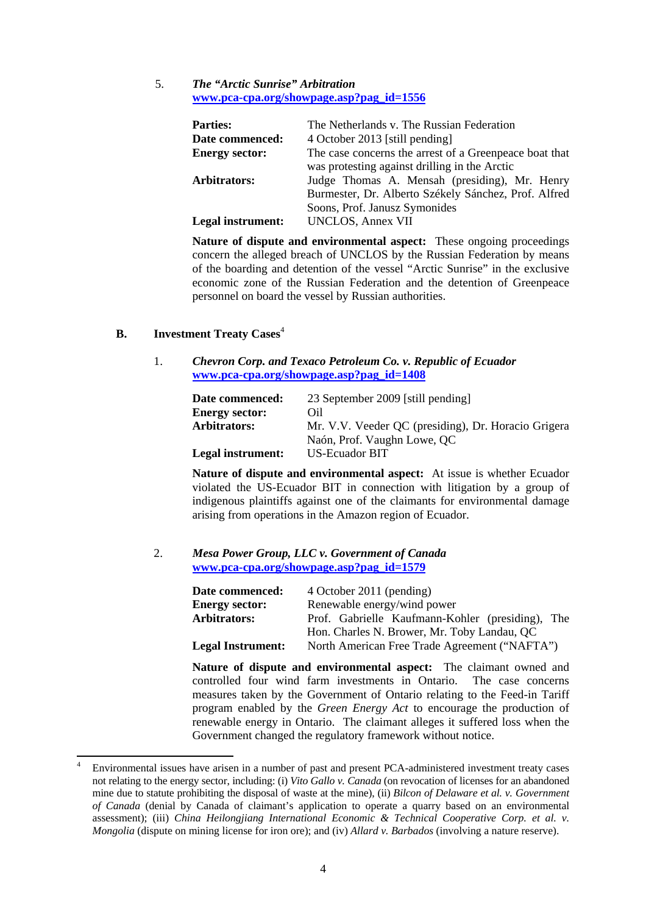5. ***The "Arctic Sunrise" Arbitration***
[www.pca-cpa.org/showpage.asp?pag_id=1556](www.pca-cpa.org/showpage.asp?pag_id=1556)

| | |
|---|---|
| **Parties:** | The Netherlands v. The Russian Federation |
| **Date commenced:** | 4 October 2013 [still pending] |
| **Energy sector:** | The case concerns the arrest of a Greenpeace boat that was protesting against drilling in the Arctic |
| **Arbitrators:** | Judge Thomas A. Mensah (presiding), Mr. Henry Burmester, Dr. Alberto Székely Sánchez, Prof. Alfred Soons, Prof. Janusz Symonides |
| **Legal instrument:** | UNCLOS, Annex VII |

**Nature of dispute and environmental aspect:** These ongoing proceedings concern the alleged breach of UNCLOS by the Russian Federation by means of the boarding and detention of the vessel "Arctic Sunrise" in the exclusive economic zone of the Russian Federation and the detention of Greenpeace personnel on board the vessel by Russian authorities.

## B. Investment Treaty Cases[4]

1. ***Chevron Corp. and Texaco Petroleum Co. v. Republic of Ecuador***
[www.pca-cpa.org/showpage.asp?pag_id=1408](www.pca-cpa.org/showpage.asp?pag_id=1408)

| | |
|---|---|
| **Date commenced:** | 23 September 2009 [still pending] |
| **Energy sector:** | Oil |
| **Arbitrators:** | Mr. V.V. Veeder QC (presiding), Dr. Horacio Grigera Naón, Prof. Vaughn Lowe, QC |
| **Legal instrument:** | US-Ecuador BIT |

**Nature of dispute and environmental aspect:** At issue is whether Ecuador violated the US-Ecuador BIT in connection with litigation by a group of indigenous plaintiffs against one of the claimants for environmental damage arising from operations in the Amazon region of Ecuador.

2. ***Mesa Power Group, LLC v. Government of Canada***
[www.pca-cpa.org/showpage.asp?pag_id=1579](www.pca-cpa.org/showpage.asp?pag_id=1579)

| | |
|---|---|
| **Date commenced:** | 4 October 2011 (pending) |
| **Energy sector:** | Renewable energy/wind power |
| **Arbitrators:** | Prof. Gabrielle Kaufmann-Kohler (presiding), The Hon. Charles N. Brower, Mr. Toby Landau, QC |
| **Legal Instrument:** | North American Free Trade Agreement ("NAFTA") |

**Nature of dispute and environmental aspect:** The claimant owned and controlled four wind farm investments in Ontario. The case concerns measures taken by the Government of Ontario relating to the Feed-in Tariff program enabled by the *Green Energy Act* to encourage the production of renewable energy in Ontario. The claimant alleges it suffered loss when the Government changed the regulatory framework without notice.

---

[4] Environmental issues have arisen in a number of past and present PCA-administered investment treaty cases not relating to the energy sector, including: (i) *Vito Gallo v. Canada* (on revocation of licenses for an abandoned mine due to statute prohibiting the disposal of waste at the mine), (ii) *Bilcon of Delaware et al. v. Government of Canada* (denial by Canada of claimant's application to operate a quarry based on an environmental assessment); (iii) *China Heilongjiang International Economic & Technical Cooperative Corp. et al. v. Mongolia* (dispute on mining license for iron ore); and (iv) *Allard v. Barbados* (involving a nature reserve).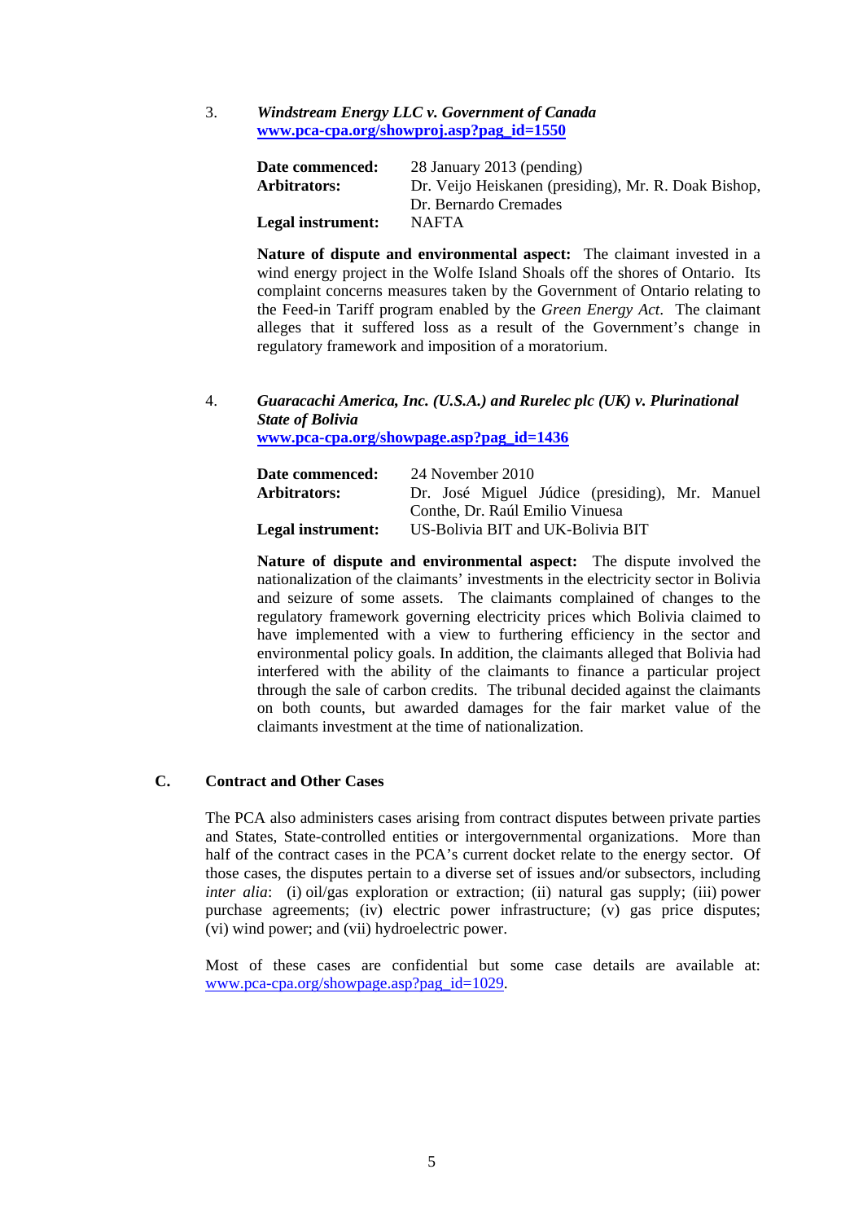3. ***Windstream Energy LLC v. Government of Canada***
**[www.pca-cpa.org/showproj.asp?pag_id=1550](http://www.pca-cpa.org/showproj.asp?pag_id=1550)**

| | |
|---|---|
| **Date commenced:** | 28 January 2013 (pending) |
| **Arbitrators:** | Dr. Veijo Heiskanen (presiding), Mr. R. Doak Bishop, Dr. Bernardo Cremades |
| **Legal instrument:** | NAFTA |

**Nature of dispute and environmental aspect:** The claimant invested in a wind energy project in the Wolfe Island Shoals off the shores of Ontario. Its complaint concerns measures taken by the Government of Ontario relating to the Feed-in Tariff program enabled by the *Green Energy Act*. The claimant alleges that it suffered loss as a result of the Government's change in regulatory framework and imposition of a moratorium.

4. ***Guaracachi America, Inc. (U.S.A.) and Rurelec plc (UK) v. Plurinational State of Bolivia***
**[www.pca-cpa.org/showpage.asp?pag_id=1436](http://www.pca-cpa.org/showpage.asp?pag_id=1436)**

| | |
|---|---|
| **Date commenced:** | 24 November 2010 |
| **Arbitrators:** | Dr. José Miguel Júdice (presiding), Mr. Manuel Conthe, Dr. Raúl Emilio Vinuesa |
| **Legal instrument:** | US-Bolivia BIT and UK-Bolivia BIT |

**Nature of dispute and environmental aspect:** The dispute involved the nationalization of the claimants' investments in the electricity sector in Bolivia and seizure of some assets. The claimants complained of changes to the regulatory framework governing electricity prices which Bolivia claimed to have implemented with a view to furthering efficiency in the sector and environmental policy goals. In addition, the claimants alleged that Bolivia had interfered with the ability of the claimants to finance a particular project through the sale of carbon credits. The tribunal decided against the claimants on both counts, but awarded damages for the fair market value of the claimants investment at the time of nationalization.

## C. Contract and Other Cases

The PCA also administers cases arising from contract disputes between private parties and States, State-controlled entities or intergovernmental organizations. More than half of the contract cases in the PCA's current docket relate to the energy sector. Of those cases, the disputes pertain to a diverse set of issues and/or subsectors, including *inter alia*: (i) oil/gas exploration or extraction; (ii) natural gas supply; (iii) power purchase agreements; (iv) electric power infrastructure; (v) gas price disputes; (vi) wind power; and (vii) hydroelectric power.

Most of these cases are confidential but some case details are available at: [www.pca-cpa.org/showpage.asp?pag_id=1029](http://www.pca-cpa.org/showpage.asp?pag_id=1029).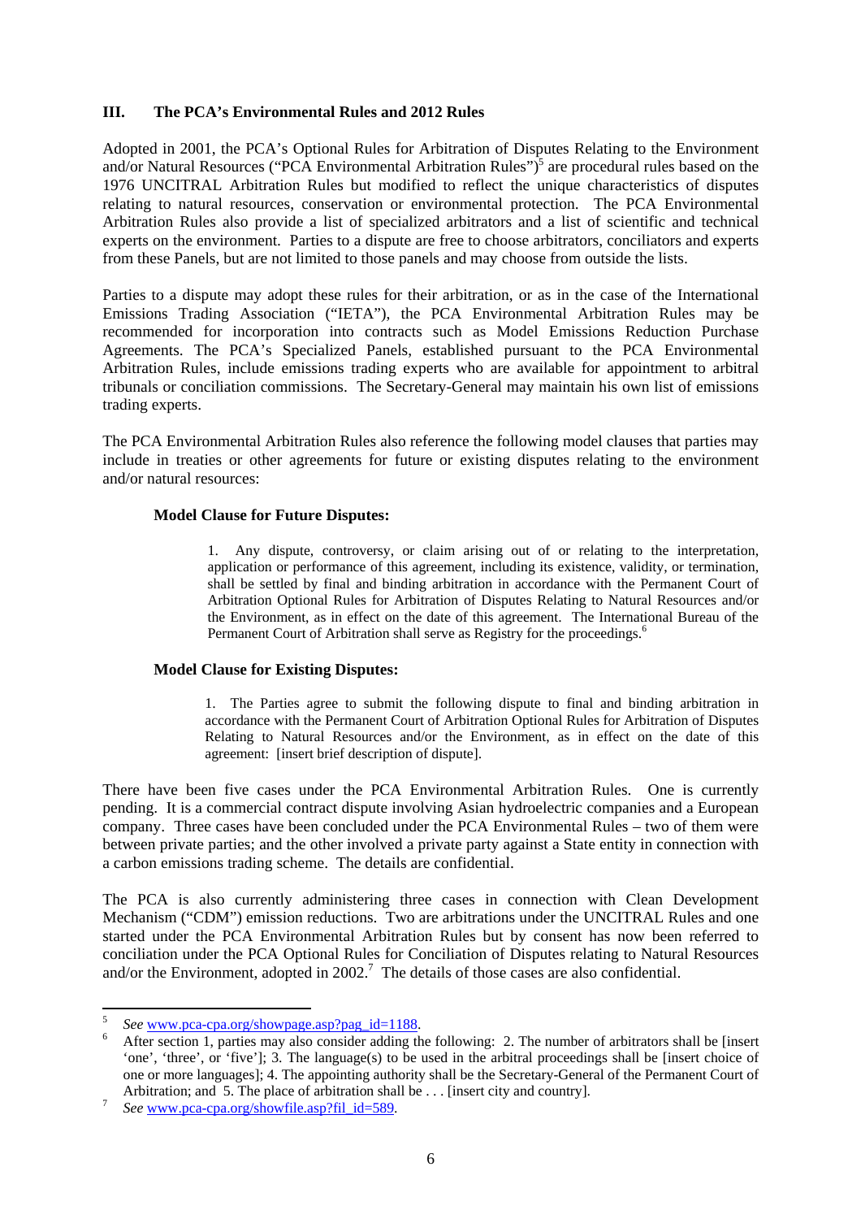### III. The PCA's Environmental Rules and 2012 Rules

Adopted in 2001, the PCA's Optional Rules for Arbitration of Disputes Relating to the Environment and/or Natural Resources ("PCA Environmental Arbitration Rules")[5] are procedural rules based on the 1976 UNCITRAL Arbitration Rules but modified to reflect the unique characteristics of disputes relating to natural resources, conservation or environmental protection. The PCA Environmental Arbitration Rules also provide a list of specialized arbitrators and a list of scientific and technical experts on the environment. Parties to a dispute are free to choose arbitrators, conciliators and experts from these Panels, but are not limited to those panels and may choose from outside the lists.

Parties to a dispute may adopt these rules for their arbitration, or as in the case of the International Emissions Trading Association ("IETA"), the PCA Environmental Arbitration Rules may be recommended for incorporation into contracts such as Model Emissions Reduction Purchase Agreements. The PCA's Specialized Panels, established pursuant to the PCA Environmental Arbitration Rules, include emissions trading experts who are available for appointment to arbitral tribunals or conciliation commissions. The Secretary-General may maintain his own list of emissions trading experts.

The PCA Environmental Arbitration Rules also reference the following model clauses that parties may include in treaties or other agreements for future or existing disputes relating to the environment and/or natural resources:

**Model Clause for Future Disputes:**

> 1. Any dispute, controversy, or claim arising out of or relating to the interpretation, application or performance of this agreement, including its existence, validity, or termination, shall be settled by final and binding arbitration in accordance with the Permanent Court of Arbitration Optional Rules for Arbitration of Disputes Relating to Natural Resources and/or the Environment, as in effect on the date of this agreement. The International Bureau of the Permanent Court of Arbitration shall serve as Registry for the proceedings.[6]

**Model Clause for Existing Disputes:**

> 1. The Parties agree to submit the following dispute to final and binding arbitration in accordance with the Permanent Court of Arbitration Optional Rules for Arbitration of Disputes Relating to Natural Resources and/or the Environment, as in effect on the date of this agreement: [insert brief description of dispute].

There have been five cases under the PCA Environmental Arbitration Rules. One is currently pending. It is a commercial contract dispute involving Asian hydroelectric companies and a European company. Three cases have been concluded under the PCA Environmental Rules – two of them were between private parties; and the other involved a private party against a State entity in connection with a carbon emissions trading scheme. The details are confidential.

The PCA is also currently administering three cases in connection with Clean Development Mechanism ("CDM") emission reductions. Two are arbitrations under the UNCITRAL Rules and one started under the PCA Environmental Arbitration Rules but by consent has now been referred to conciliation under the PCA Optional Rules for Conciliation of Disputes relating to Natural Resources and/or the Environment, adopted in 2002.[7] The details of those cases are also confidential.

---

[5] *See* www.pca-cpa.org/showpage.asp?pag_id=1188.

[6] After section 1, parties may also consider adding the following: 2. The number of arbitrators shall be [insert 'one', 'three', or 'five']; 3. The language(s) to be used in the arbitral proceedings shall be [insert choice of one or more languages]; 4. The appointing authority shall be the Secretary-General of the Permanent Court of Arbitration; and 5. The place of arbitration shall be . . . [insert city and country].

[7] *See* www.pca-cpa.org/showfile.asp?fil_id=589.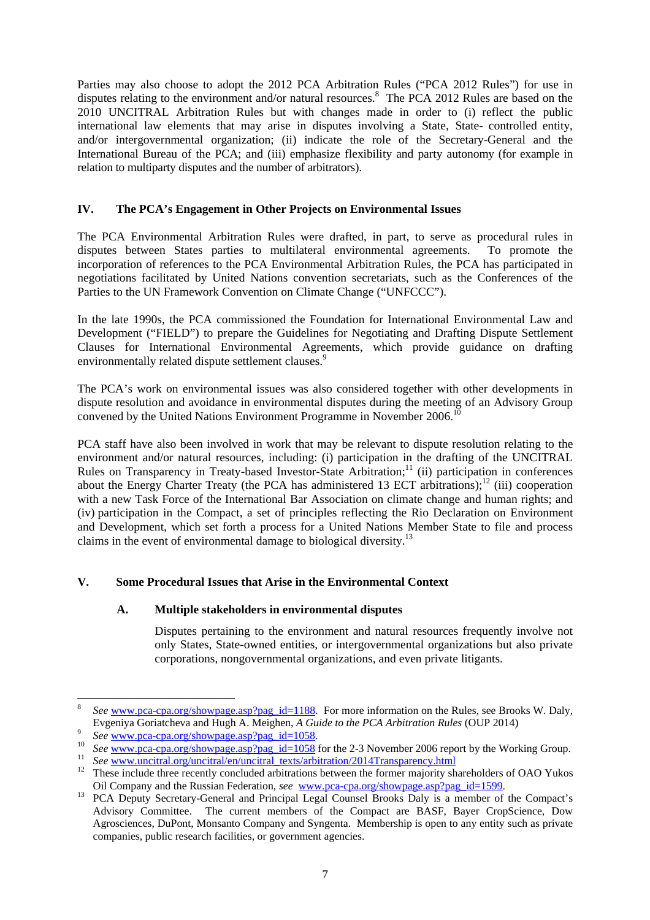Parties may also choose to adopt the 2012 PCA Arbitration Rules ("PCA 2012 Rules") for use in disputes relating to the environment and/or natural resources.[8] The PCA 2012 Rules are based on the 2010 UNCITRAL Arbitration Rules but with changes made in order to (i) reflect the public international law elements that may arise in disputes involving a State, State- controlled entity, and/or intergovernmental organization; (ii) indicate the role of the Secretary-General and the International Bureau of the PCA; and (iii) emphasize flexibility and party autonomy (for example in relation to multiparty disputes and the number of arbitrators).

## IV. The PCA's Engagement in Other Projects on Environmental Issues

The PCA Environmental Arbitration Rules were drafted, in part, to serve as procedural rules in disputes between States parties to multilateral environmental agreements. To promote the incorporation of references to the PCA Environmental Arbitration Rules, the PCA has participated in negotiations facilitated by United Nations convention secretariats, such as the Conferences of the Parties to the UN Framework Convention on Climate Change ("UNFCCC").

In the late 1990s, the PCA commissioned the Foundation for International Environmental Law and Development ("FIELD") to prepare the Guidelines for Negotiating and Drafting Dispute Settlement Clauses for International Environmental Agreements, which provide guidance on drafting environmentally related dispute settlement clauses.[9]

The PCA's work on environmental issues was also considered together with other developments in dispute resolution and avoidance in environmental disputes during the meeting of an Advisory Group convened by the United Nations Environment Programme in November 2006.[10]

PCA staff have also been involved in work that may be relevant to dispute resolution relating to the environment and/or natural resources, including: (i) participation in the drafting of the UNCITRAL Rules on Transparency in Treaty-based Investor-State Arbitration;[11] (ii) participation in conferences about the Energy Charter Treaty (the PCA has administered 13 ECT arbitrations);[12] (iii) cooperation with a new Task Force of the International Bar Association on climate change and human rights; and (iv) participation in the Compact, a set of principles reflecting the Rio Declaration on Environment and Development, which set forth a process for a United Nations Member State to file and process claims in the event of environmental damage to biological diversity.[13]

## V. Some Procedural Issues that Arise in the Environmental Context

### A. Multiple stakeholders in environmental disputes

Disputes pertaining to the environment and natural resources frequently involve not only States, State-owned entities, or intergovernmental organizations but also private corporations, nongovernmental organizations, and even private litigants.

---

[8] *See* www.pca-cpa.org/showpage.asp?pag_id=1188. For more information on the Rules, see Brooks W. Daly, Evgeniya Goriatcheva and Hugh A. Meighen, *A Guide to the PCA Arbitration Rules* (OUP 2014)

[9] *See* www.pca-cpa.org/showpage.asp?pag_id=1058.

[10] *See* www.pca-cpa.org/showpage.asp?pag_id=1058 for the 2-3 November 2006 report by the Working Group.

[11] *See* www.uncitral.org/uncitral/en/uncitral_texts/arbitration/2014Transparency.html

[12] These include three recently concluded arbitrations between the former majority shareholders of OAO Yukos Oil Company and the Russian Federation, *see* www.pca-cpa.org/showpage.asp?pag_id=1599.

[13] PCA Deputy Secretary-General and Principal Legal Counsel Brooks Daly is a member of the Compact's Advisory Committee. The current members of the Compact are BASF, Bayer CropScience, Dow Agrosciences, DuPont, Monsanto Company and Syngenta. Membership is open to any entity such as private companies, public research facilities, or government agencies.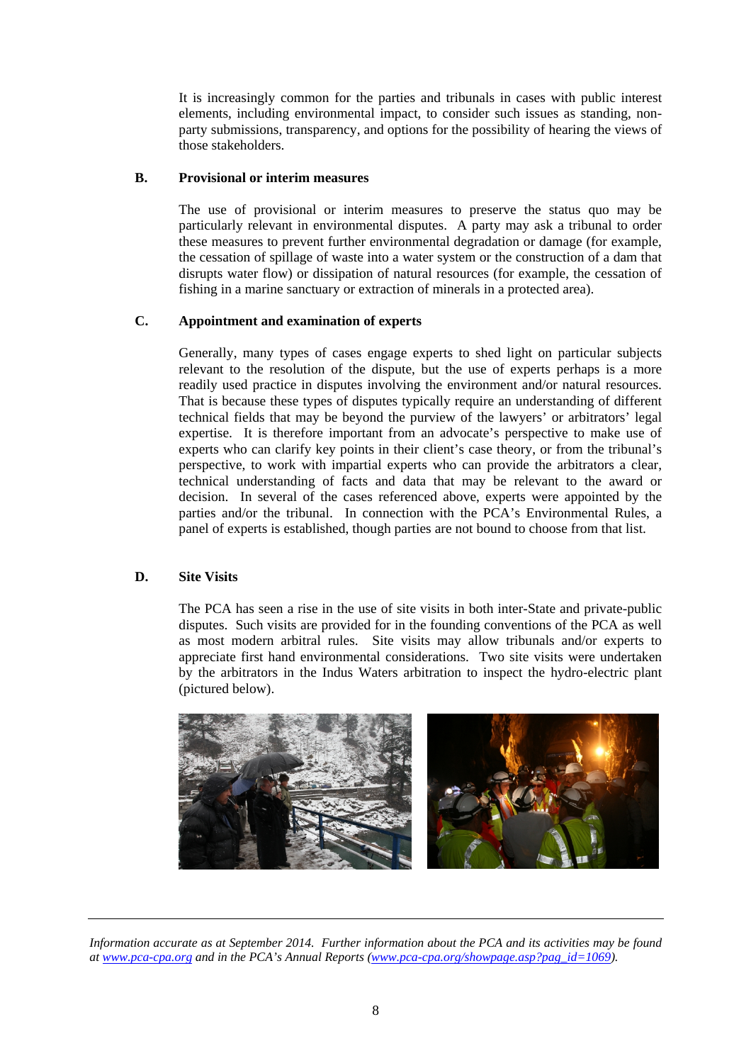It is increasingly common for the parties and tribunals in cases with public interest elements, including environmental impact, to consider such issues as standing, non-party submissions, transparency, and options for the possibility of hearing the views of those stakeholders.

### B. Provisional or interim measures

The use of provisional or interim measures to preserve the status quo may be particularly relevant in environmental disputes. A party may ask a tribunal to order these measures to prevent further environmental degradation or damage (for example, the cessation of spillage of waste into a water system or the construction of a dam that disrupts water flow) or dissipation of natural resources (for example, the cessation of fishing in a marine sanctuary or extraction of minerals in a protected area).

### C. Appointment and examination of experts

Generally, many types of cases engage experts to shed light on particular subjects relevant to the resolution of the dispute, but the use of experts perhaps is a more readily used practice in disputes involving the environment and/or natural resources. That is because these types of disputes typically require an understanding of different technical fields that may be beyond the purview of the lawyers' or arbitrators' legal expertise. It is therefore important from an advocate's perspective to make use of experts who can clarify key points in their client's case theory, or from the tribunal's perspective, to work with impartial experts who can provide the arbitrators a clear, technical understanding of facts and data that may be relevant to the award or decision. In several of the cases referenced above, experts were appointed by the parties and/or the tribunal. In connection with the PCA's Environmental Rules, a panel of experts is established, though parties are not bound to choose from that list.

### D. Site Visits

The PCA has seen a rise in the use of site visits in both inter-State and private-public disputes. Such visits are provided for in the founding conventions of the PCA as well as most modern arbitral rules. Site visits may allow tribunals and/or experts to appreciate first hand environmental considerations. Two site visits were undertaken by the arbitrators in the Indus Waters arbitration to inspect the hydro-electric plant (pictured below).

---

*Information accurate as at September 2014. Further information about the PCA and its activities may be found at [www.pca-cpa.org](www.pca-cpa.org) and in the PCA's Annual Reports ([www.pca-cpa.org/showpage.asp?pag_id=1069](www.pca-cpa.org/showpage.asp?pag_id=1069)).*